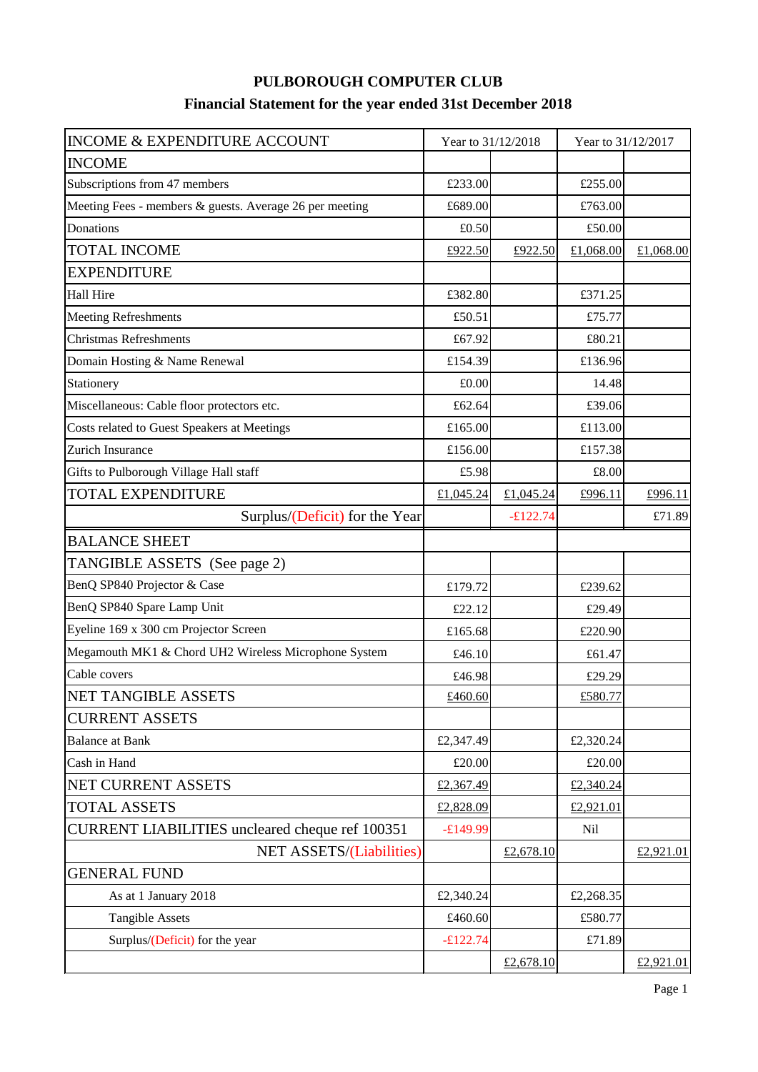# PULBOROUGH COMPUTER CLUB

## Financial Statement for the year ended 31st December 2018

| INCOME & EXPENDITURE ACCOUNT | Year to 31/12/2018 | | Year to 31/12/2017 | |
|---|---|---|---|---|
| INCOME | | | | |
| Subscriptions from 47 members | £233.00 | | £255.00 | |
| Meeting Fees - members & guests. Average 26 per meeting | £689.00 | | £763.00 | |
| Donations | £0.50 | | £50.00 | |
| TOTAL INCOME | £922.50 | £922.50 | £1,068.00 | £1,068.00 |
| EXPENDITURE | | | | |
| Hall Hire | £382.80 | | £371.25 | |
| Meeting Refreshments | £50.51 | | £75.77 | |
| Christmas Refreshments | £67.92 | | £80.21 | |
| Domain Hosting & Name Renewal | £154.39 | | £136.96 | |
| Stationery | £0.00 | | 14.48 | |
| Miscellaneous: Cable floor protectors etc. | £62.64 | | £39.06 | |
| Costs related to Guest Speakers at Meetings | £165.00 | | £113.00 | |
| Zurich Insurance | £156.00 | | £157.38 | |
| Gifts to Pulborough Village Hall staff | £5.98 | | £8.00 | |
| TOTAL EXPENDITURE | £1,045.24 | £1,045.24 | £996.11 | £996.11 |
| Surplus/(Deficit) for the Year | | -£122.74 | | £71.89 |
| BALANCE SHEET | | | | |
| TANGIBLE ASSETS (See page 2) | | | | |
| BenQ SP840 Projector & Case | £179.72 | | £239.62 | |
| BenQ SP840 Spare Lamp Unit | £22.12 | | £29.49 | |
| Eyeline 169 x 300 cm Projector Screen | £165.68 | | £220.90 | |
| Megamouth MK1 & Chord UH2 Wireless Microphone System | £46.10 | | £61.47 | |
| Cable covers | £46.98 | | £29.29 | |
| NET TANGIBLE ASSETS | £460.60 | | £580.77 | |
| CURRENT ASSETS | | | | |
| Balance at Bank | £2,347.49 | | £2,320.24 | |
| Cash in Hand | £20.00 | | £20.00 | |
| NET CURRENT ASSETS | £2,367.49 | | £2,340.24 | |
| TOTAL ASSETS | £2,828.09 | | £2,921.01 | |
| CURRENT LIABILITIES uncleared cheque ref 100351 | -£149.99 | | Nil | |
| NET ASSETS/(Liabilities) | | £2,678.10 | | £2,921.01 |
| GENERAL FUND | | | | |
| As at 1 January 2018 | £2,340.24 | | £2,268.35 | |
| Tangible Assets | £460.60 | | £580.77 | |
| Surplus/(Deficit) for the year | -£122.74 | | £71.89 | |
| | | £2,678.10 | | £2,921.01 |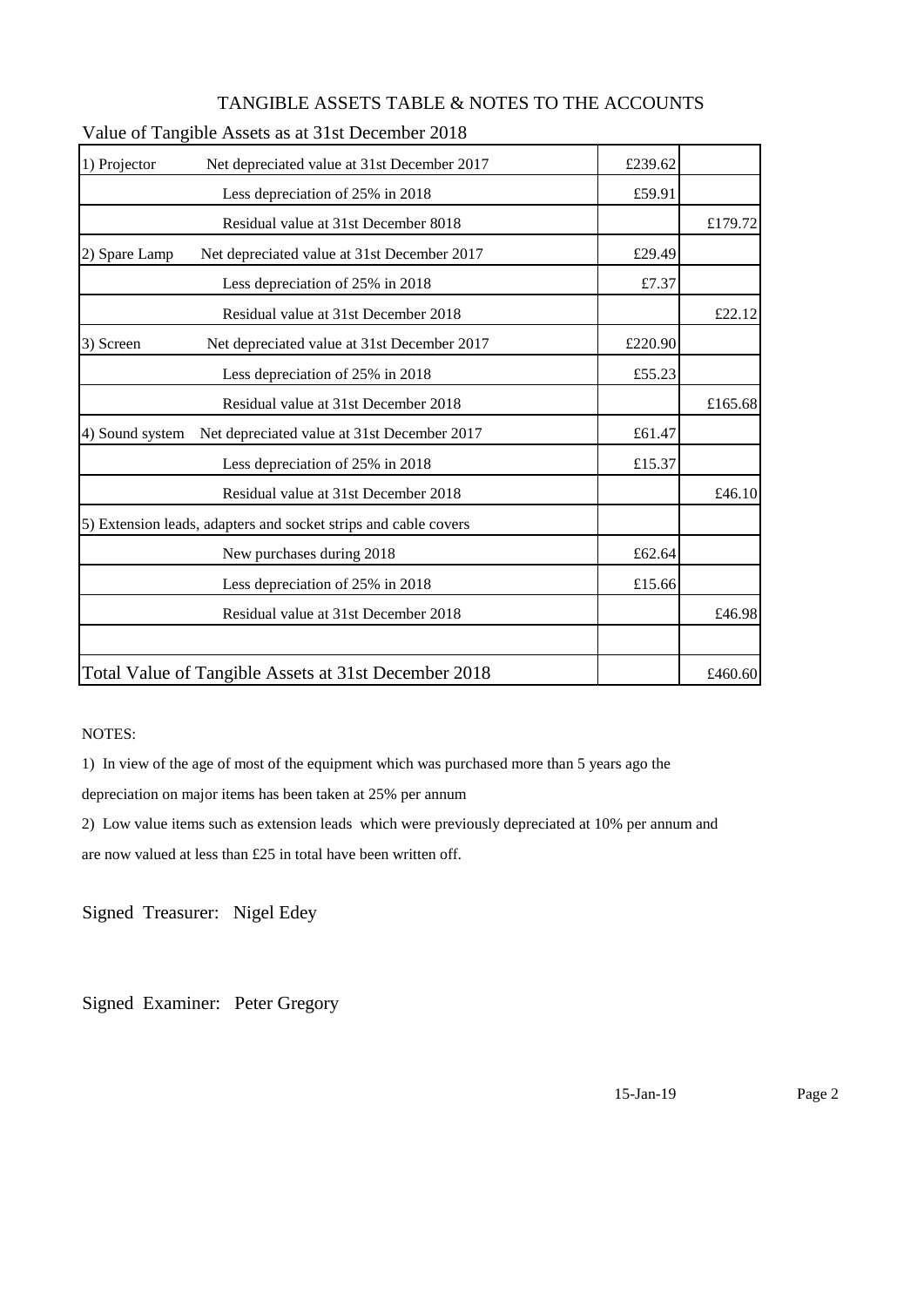# TANGIBLE ASSETS TABLE & NOTES TO THE ACCOUNTS

## Value of Tangible Assets as at 31st December 2018

| | | | |
|---|---|---|---|
| 1) Projector | Net depreciated value at 31st December 2017 | £239.62 | |
| | Less depreciation of 25% in 2018 | £59.91 | |
| | Residual value at 31st December 8018 | | £179.72 |
| 2) Spare Lamp | Net depreciated value at 31st December 2017 | £29.49 | |
| | Less depreciation of 25% in 2018 | £7.37 | |
| | Residual value at 31st December 2018 | | £22.12 |
| 3) Screen | Net depreciated value at 31st December 2017 | £220.90 | |
| | Less depreciation of 25% in 2018 | £55.23 | |
| | Residual value at 31st December 2018 | | £165.68 |
| 4) Sound system | Net depreciated value at 31st December 2017 | £61.47 | |
| | Less depreciation of 25% in 2018 | £15.37 | |
| | Residual value at 31st December 2018 | | £46.10 |
| 5) Extension leads, adapters and socket strips and cable covers | | | |
| | New purchases during 2018 | £62.64 | |
| | Less depreciation of 25% in 2018 | £15.66 | |
| | Residual value at 31st December 2018 | | £46.98 |
| | | | |
| Total Value of Tangible Assets at 31st December 2018 | | | £460.60 |

NOTES:

1) In view of the age of most of the equipment which was purchased more than 5 years ago the depreciation on major items has been taken at 25% per annum

2) Low value items such as extension leads which were previously depreciated at 10% per annum and are now valued at less than £25 in total have been written off.

Signed Treasurer: Nigel Edey

Signed Examiner: Peter Gregory

15-Jan-19